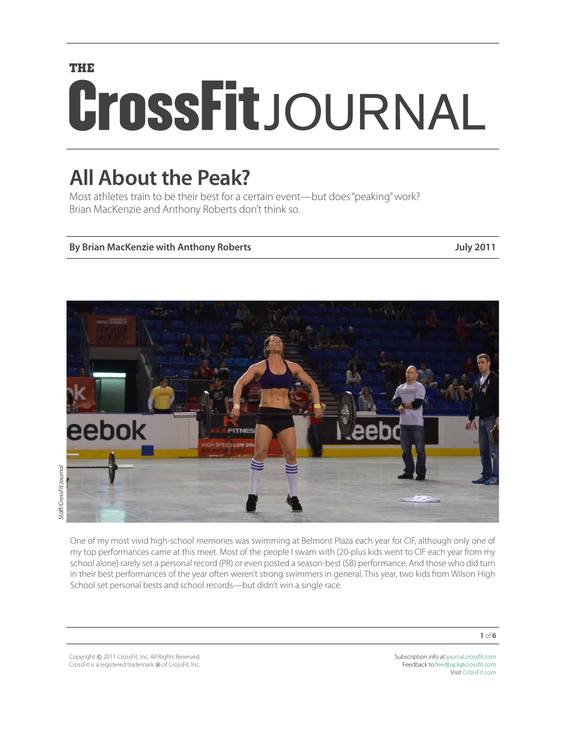THE CrossFit JOURNAL

# All About the Peak?

Most athletes train to be their best for a certain event—but does "peaking" work? Brian MacKenzie and Anthony Roberts don't think so.

**By Brian MacKenzie with Anthony Roberts** **July 2011**

*Staff/CrossFit Journal*

One of my most vivid high-school memories was swimming at Belmont Plaza each year for CIF, although only one of my top performances came at this meet. Most of the people I swam with (20-plus kids went to CIF each year from my school alone) rarely set a personal record (PR) or even posted a season-best (SB) performance. And those who did turn in their best performances of the year often weren't strong swimmers in general. This year, two kids from Wilson High School set personal bests and school records—but didn't win a single race.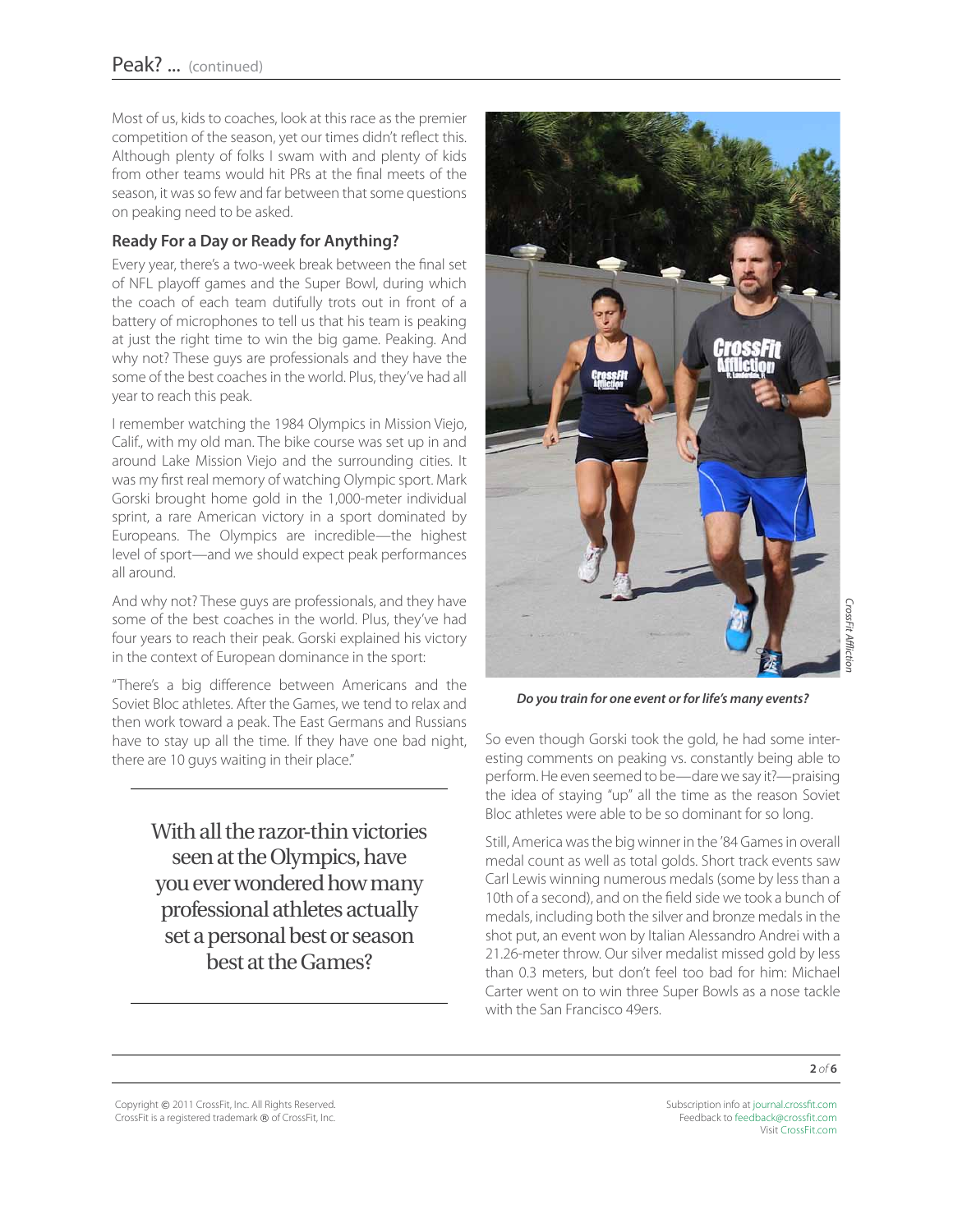Most of us, kids to coaches, look at this race as the premier competition of the season, yet our times didn't reflect this. Although plenty of folks I swam with and plenty of kids from other teams would hit PRs at the final meets of the season, it was so few and far between that some questions on peaking need to be asked.

### Ready For a Day or Ready for Anything?

Every year, there's a two-week break between the final set of NFL playoff games and the Super Bowl, during which the coach of each team dutifully trots out in front of a battery of microphones to tell us that his team is peaking at just the right time to win the big game. Peaking. And why not? These guys are professionals and they have the some of the best coaches in the world. Plus, they've had all year to reach this peak.

I remember watching the 1984 Olympics in Mission Viejo, Calif., with my old man. The bike course was set up in and around Lake Mission Viejo and the surrounding cities. It was my first real memory of watching Olympic sport. Mark Gorski brought home gold in the 1,000-meter individual sprint, a rare American victory in a sport dominated by Europeans. The Olympics are incredible—the highest level of sport—and we should expect peak performances all around.

And why not? These guys are professionals, and they have some of the best coaches in the world. Plus, they've had four years to reach their peak. Gorski explained his victory in the context of European dominance in the sport:

"There's a big difference between Americans and the Soviet Bloc athletes. After the Games, we tend to relax and then work toward a peak. The East Germans and Russians have to stay up all the time. If they have one bad night, there are 10 guys waiting in their place."

> With all the razor-thin victories seen at the Olympics, have you ever wondered how many professional athletes actually set a personal best or season best at the Games?

CrossFit Affliction

***Do you train for one event or for life's many events?***

So even though Gorski took the gold, he had some interesting comments on peaking vs. constantly being able to perform. He even seemed to be—dare we say it?—praising the idea of staying "up" all the time as the reason Soviet Bloc athletes were able to be so dominant for so long.

Still, America was the big winner in the '84 Games in overall medal count as well as total golds. Short track events saw Carl Lewis winning numerous medals (some by less than a 10th of a second), and on the field side we took a bunch of medals, including both the silver and bronze medals in the shot put, an event won by Italian Alessandro Andrei with a 21.26-meter throw. Our silver medalist missed gold by less than 0.3 meters, but don't feel too bad for him: Michael Carter went on to win three Super Bowls as a nose tackle with the San Francisco 49ers.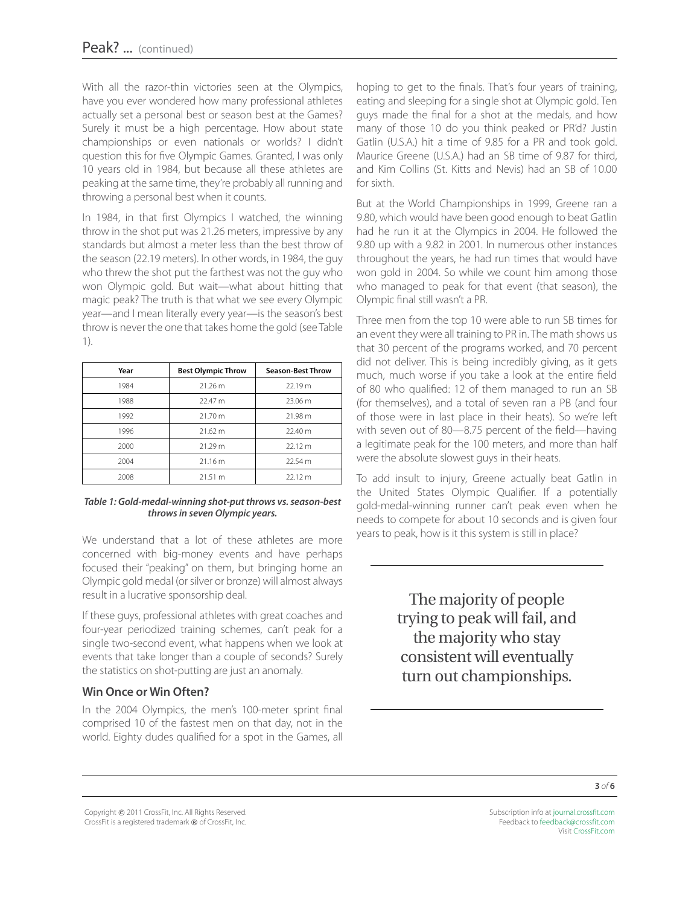With all the razor-thin victories seen at the Olympics, have you ever wondered how many professional athletes actually set a personal best or season best at the Games? Surely it must be a high percentage. How about state championships or even nationals or worlds? I didn't question this for five Olympic Games. Granted, I was only 10 years old in 1984, but because all these athletes are peaking at the same time, they're probably all running and throwing a personal best when it counts.

In 1984, in that first Olympics I watched, the winning throw in the shot put was 21.26 meters, impressive by any standards but almost a meter less than the best throw of the season (22.19 meters). In other words, in 1984, the guy who threw the shot put the farthest was not the guy who won Olympic gold. But wait—what about hitting that magic peak? The truth is that what we see every Olympic year—and I mean literally every year—is the season's best throw is never the one that takes home the gold (see Table 1).

| Year | Best Olympic Throw | Season-Best Throw |
|---|---|---|
| 1984 | 21.26 m | 22.19 m |
| 1988 | 22.47 m | 23.06 m |
| 1992 | 21.70 m | 21.98 m |
| 1996 | 21.62 m | 22.40 m |
| 2000 | 21.29 m | 22.12 m |
| 2004 | 21.16 m | 22.54 m |
| 2008 | 21.51 m | 22.12 m |

***Table 1: Gold-medal-winning shot-put throws vs. season-best throws in seven Olympic years.***

We understand that a lot of these athletes are more concerned with big-money events and have perhaps focused their "peaking" on them, but bringing home an Olympic gold medal (or silver or bronze) will almost always result in a lucrative sponsorship deal.

If these guys, professional athletes with great coaches and four-year periodized training schemes, can't peak for a single two-second event, what happens when we look at events that take longer than a couple of seconds? Surely the statistics on shot-putting are just an anomaly.

## Win Once or Win Often?

In the 2004 Olympics, the men's 100-meter sprint final comprised 10 of the fastest men on that day, not in the world. Eighty dudes qualified for a spot in the Games, all hoping to get to the finals. That's four years of training, eating and sleeping for a single shot at Olympic gold. Ten guys made the final for a shot at the medals, and how many of those 10 do you think peaked or PR'd? Justin Gatlin (U.S.A.) hit a time of 9.85 for a PR and took gold. Maurice Greene (U.S.A.) had an SB time of 9.87 for third, and Kim Collins (St. Kitts and Nevis) had an SB of 10.00 for sixth.

But at the World Championships in 1999, Greene ran a 9.80, which would have been good enough to beat Gatlin had he run it at the Olympics in 2004. He followed the 9.80 up with a 9.82 in 2001. In numerous other instances throughout the years, he had run times that would have won gold in 2004. So while we count him among those who managed to peak for that event (that season), the Olympic final still wasn't a PR.

Three men from the top 10 were able to run SB times for an event they were all training to PR in. The math shows us that 30 percent of the programs worked, and 70 percent did not deliver. This is being incredibly giving, as it gets much, much worse if you take a look at the entire field of 80 who qualified: 12 of them managed to run an SB (for themselves), and a total of seven ran a PB (and four of those were in last place in their heats). So we're left with seven out of 80—8.75 percent of the field—having a legitimate peak for the 100 meters, and more than half were the absolute slowest guys in their heats.

To add insult to injury, Greene actually beat Gatlin in the United States Olympic Qualifier. If a potentially gold-medal-winning runner can't peak even when he needs to compete for about 10 seconds and is given four years to peak, how is it this system is still in place?

> The majority of people trying to peak will fail, and the majority who stay consistent will eventually turn out championships.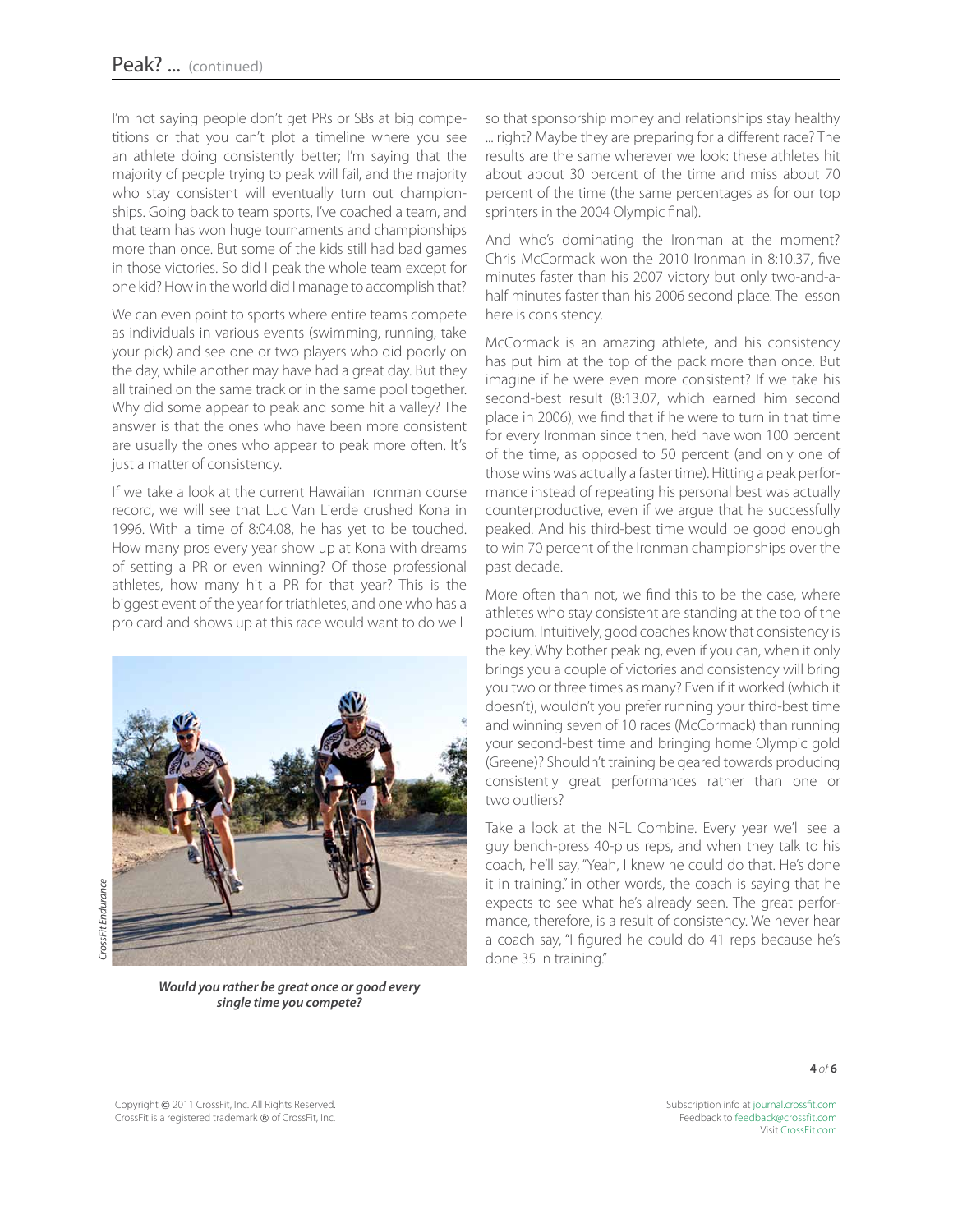I'm not saying people don't get PRs or SBs at big competitions or that you can't plot a timeline where you see an athlete doing consistently better; I'm saying that the majority of people trying to peak will fail, and the majority who stay consistent will eventually turn out championships. Going back to team sports, I've coached a team, and that team has won huge tournaments and championships more than once. But some of the kids still had bad games in those victories. So did I peak the whole team except for one kid? How in the world did I manage to accomplish that?

We can even point to sports where entire teams compete as individuals in various events (swimming, running, take your pick) and see one or two players who did poorly on the day, while another may have had a great day. But they all trained on the same track or in the same pool together. Why did some appear to peak and some hit a valley? The answer is that the ones who have been more consistent are usually the ones who appear to peak more often. It's just a matter of consistency.

If we take a look at the current Hawaiian Ironman course record, we will see that Luc Van Lierde crushed Kona in 1996. With a time of 8:04.08, he has yet to be touched. How many pros every year show up at Kona with dreams of setting a PR or even winning? Of those professional athletes, how many hit a PR for that year? This is the biggest event of the year for triathletes, and one who has a pro card and shows up at this race would want to do well so that sponsorship money and relationships stay healthy ... right? Maybe they are preparing for a different race? The results are the same wherever we look: these athletes hit about about 30 percent of the time and miss about 70 percent of the time (the same percentages as for our top sprinters in the 2004 Olympic final).

*CrossFit Endurance*

***Would you rather be great once or good every single time you compete?***

And who's dominating the Ironman at the moment? Chris McCormack won the 2010 Ironman in 8:10.37, five minutes faster than his 2007 victory but only two-and-a-half minutes faster than his 2006 second place. The lesson here is consistency.

McCormack is an amazing athlete, and his consistency has put him at the top of the pack more than once. But imagine if he were even more consistent? If we take his second-best result (8:13.07, which earned him second place in 2006), we find that if he were to turn in that time for every Ironman since then, he'd have won 100 percent of the time, as opposed to 50 percent (and only one of those wins was actually a faster time). Hitting a peak performance instead of repeating his personal best was actually counterproductive, even if we argue that he successfully peaked. And his third-best time would be good enough to win 70 percent of the Ironman championships over the past decade.

More often than not, we find this to be the case, where athletes who stay consistent are standing at the top of the podium. Intuitively, good coaches know that consistency is the key. Why bother peaking, even if you can, when it only brings you a couple of victories and consistency will bring you two or three times as many? Even if it worked (which it doesn't), wouldn't you prefer running your third-best time and winning seven of 10 races (McCormack) than running your second-best time and bringing home Olympic gold (Greene)? Shouldn't training be geared towards producing consistently great performances rather than one or two outliers?

Take a look at the NFL Combine. Every year we'll see a guy bench-press 40-plus reps, and when they talk to his coach, he'll say, "Yeah, I knew he could do that. He's done it in training." in other words, the coach is saying that he expects to see what he's already seen. The great performance, therefore, is a result of consistency. We never hear a coach say, "I figured he could do 41 reps because he's done 35 in training."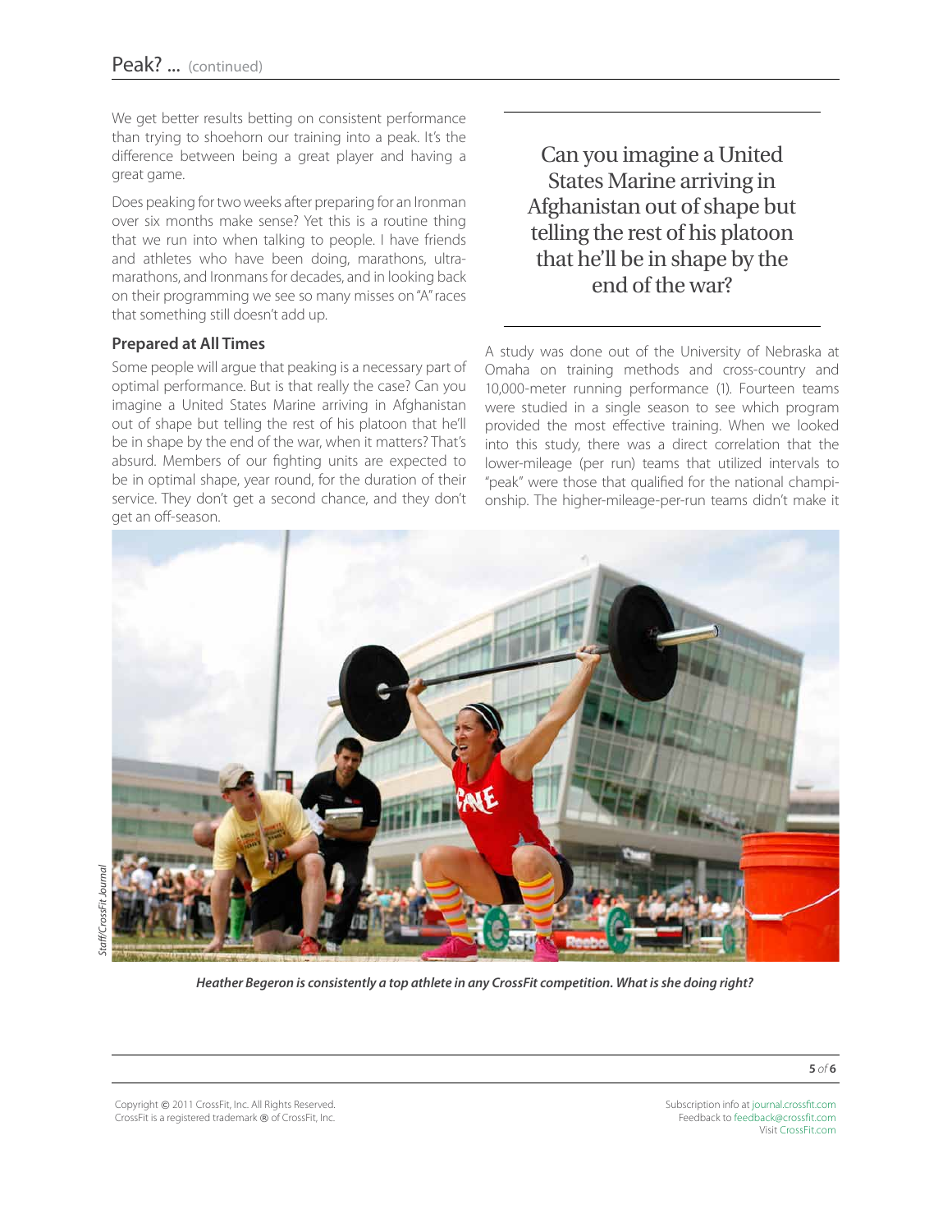We get better results betting on consistent performance than trying to shoehorn our training into a peak. It's the difference between being a great player and having a great game.

Does peaking for two weeks after preparing for an Ironman over six months make sense? Yet this is a routine thing that we run into when talking to people. I have friends and athletes who have been doing, marathons, ultra-marathons, and Ironmans for decades, and in looking back on their programming we see so many misses on "A" races that something still doesn't add up.

### Prepared at All Times

Some people will argue that peaking is a necessary part of optimal performance. But is that really the case? Can you imagine a United States Marine arriving in Afghanistan out of shape but telling the rest of his platoon that he'll be in shape by the end of the war, when it matters? That's absurd. Members of our fighting units are expected to be in optimal shape, year round, for the duration of their service. They don't get a second chance, and they don't get an off-season.

> Can you imagine a United States Marine arriving in Afghanistan out of shape but telling the rest of his platoon that he'll be in shape by the end of the war?

A study was done out of the University of Nebraska at Omaha on training methods and cross-country and 10,000-meter running performance (1). Fourteen teams were studied in a single season to see which program provided the most effective training. When we looked into this study, there was a direct correlation that the lower-mileage (per run) teams that utilized intervals to "peak" were those that qualified for the national championship. The higher-mileage-per-run teams didn't make it

Staff/CrossFit Journal

***Heather Begeron is consistently a top athlete in any CrossFit competition. What is she doing right?***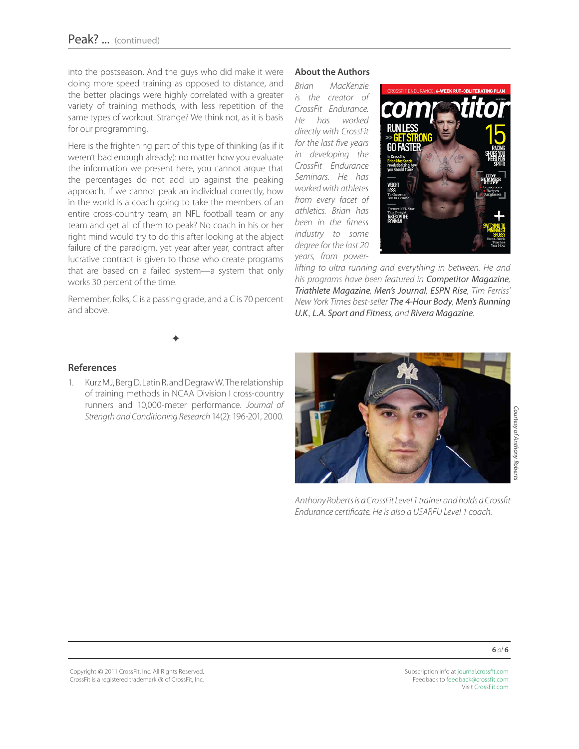into the postseason. And the guys who did make it were doing more speed training as opposed to distance, and the better placings were highly correlated with a greater variety of training methods, with less repetition of the same types of workout. Strange? We think not, as it is basis for our programming.

Here is the frightening part of this type of thinking (as if it weren't bad enough already): no matter how you evaluate the information we present here, you cannot argue that the percentages do not add up against the peaking approach. If we cannot peak an individual correctly, how in the world is a coach going to take the members of an entire cross-country team, an NFL football team or any team and get all of them to peak? No coach in his or her right mind would try to do this after looking at the abject failure of the paradigm, yet year after year, contract after lucrative contract is given to those who create programs that are based on a failed system—a system that only works 30 percent of the time.

Remember, folks, C is a passing grade, and a C is 70 percent and above.

✦

## References

1. Kurz MJ, Berg D, Latin R, and Degraw W. The relationship of training methods in NCAA Division I cross-country runners and 10,000-meter performance. *Journal of Strength and Conditioning Research* 14(2): 196-201, 2000.

## About the Authors

*Brian MacKenzie is the creator of CrossFit Endurance. He has worked directly with CrossFit for the last five years in developing the CrossFit Endurance Seminars. He has worked with athletes from every facet of athletics. Brian has been in the fitness industry to some degree for the last 20 years, from power-lifting to ultra running and everything in between. He and his programs have been featured in* ***Competitor Magazine****,* ***Triathlete Magazine****,* ***Men's Journal****,* ***ESPN Rise****, Tim Ferriss' New York Times best-seller* ***The 4-Hour Body****,* ***Men's Running U.K.****,* ***L.A. Sport and Fitness****, and* ***Rivera Magazine****.*

Courtesy of Anthony Roberts

*Anthony Roberts is a CrossFit Level 1 trainer and holds a CrossFit Endurance certificate. He is also a USARFU Level 1 coach.*